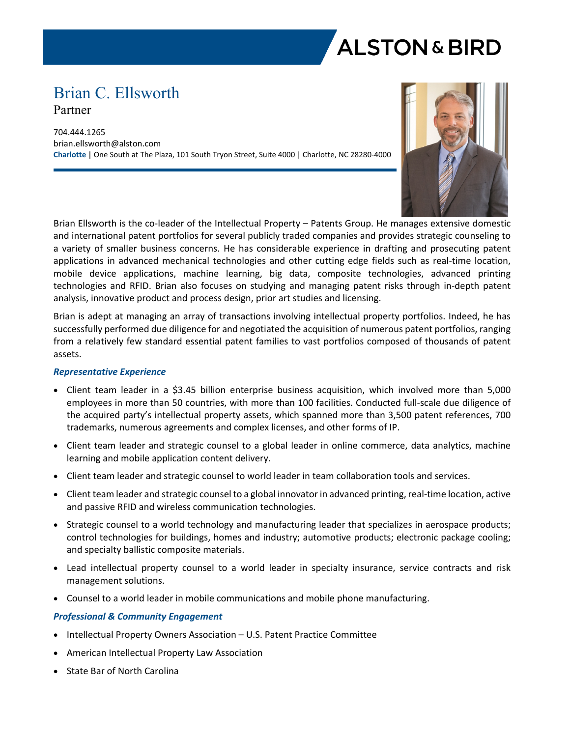ALSTON & BIRD

# Brian C. Ellsworth

Partner

704.444.1265
brian.ellsworth@alston.com
**Charlotte** | One South at The Plaza, 101 South Tryon Street, Suite 4000 | Charlotte, NC 28280-4000

Brian Ellsworth is the co-leader of the Intellectual Property – Patents Group. He manages extensive domestic and international patent portfolios for several publicly traded companies and provides strategic counseling to a variety of smaller business concerns. He has considerable experience in drafting and prosecuting patent applications in advanced mechanical technologies and other cutting edge fields such as real-time location, mobile device applications, machine learning, big data, composite technologies, advanced printing technologies and RFID. Brian also focuses on studying and managing patent risks through in-depth patent analysis, innovative product and process design, prior art studies and licensing.

Brian is adept at managing an array of transactions involving intellectual property portfolios. Indeed, he has successfully performed due diligence for and negotiated the acquisition of numerous patent portfolios, ranging from a relatively few standard essential patent families to vast portfolios composed of thousands of patent assets.

### *Representative Experience*

- Client team leader in a $3.45 billion enterprise business acquisition, which involved more than 5,000 employees in more than 50 countries, with more than 100 facilities. Conducted full-scale due diligence of the acquired party's intellectual property assets, which spanned more than 3,500 patent references, 700 trademarks, numerous agreements and complex licenses, and other forms of IP.
- Client team leader and strategic counsel to a global leader in online commerce, data analytics, machine learning and mobile application content delivery.
- Client team leader and strategic counsel to world leader in team collaboration tools and services.
- Client team leader and strategic counsel to a global innovator in advanced printing, real-time location, active and passive RFID and wireless communication technologies.
- Strategic counsel to a world technology and manufacturing leader that specializes in aerospace products; control technologies for buildings, homes and industry; automotive products; electronic package cooling; and specialty ballistic composite materials.
- Lead intellectual property counsel to a world leader in specialty insurance, service contracts and risk management solutions.
- Counsel to a world leader in mobile communications and mobile phone manufacturing.

### *Professional & Community Engagement*

- Intellectual Property Owners Association – U.S. Patent Practice Committee
- American Intellectual Property Law Association
- State Bar of North Carolina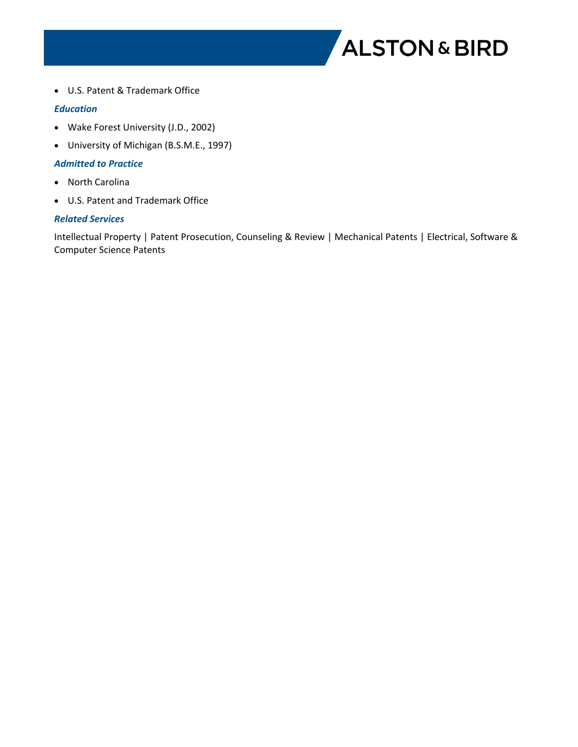- U.S. Patent & Trademark Office

### *Education*

- Wake Forest University (J.D., 2002)
- University of Michigan (B.S.M.E., 1997)

### *Admitted to Practice*

- North Carolina
- U.S. Patent and Trademark Office

### *Related Services*

Intellectual Property | Patent Prosecution, Counseling & Review | Mechanical Patents | Electrical, Software & Computer Science Patents